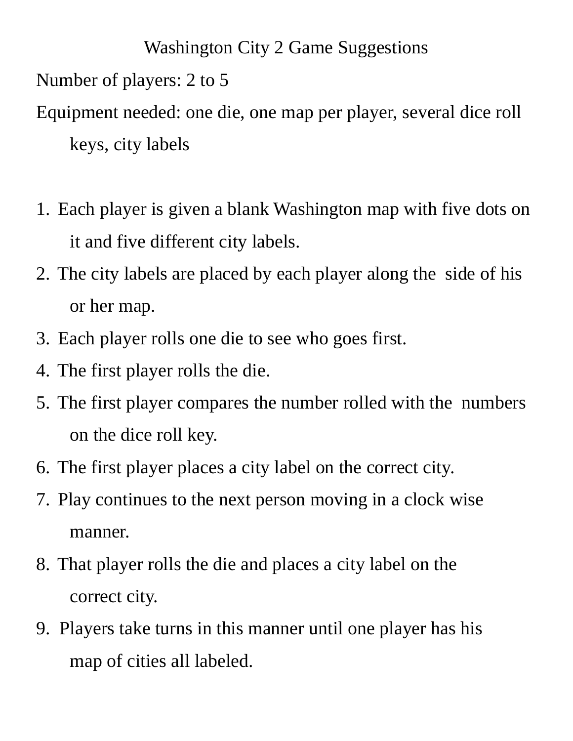# Washington City 2 Game Suggestions

Number of players: 2 to 5

Equipment needed: one die, one map per player, several dice roll keys, city labels

1. Each player is given a blank Washington map with five dots on it and five different city labels.
2. The city labels are placed by each player along the side of his or her map.
3. Each player rolls one die to see who goes first.
4. The first player rolls the die.
5. The first player compares the number rolled with the numbers on the dice roll key.
6. The first player places a city label on the correct city.
7. Play continues to the next person moving in a clock wise manner.
8. That player rolls the die and places a city label on the correct city.
9. Players take turns in this manner until one player has his map of cities all labeled.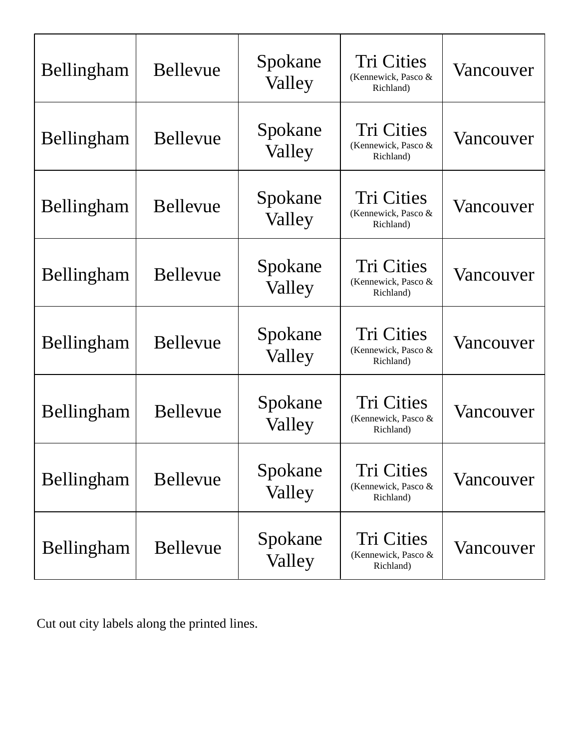| Bellingham | Bellevue | Spokane Valley | Tri Cities (Kennewick, Pasco & Richland) | Vancouver |
|---|---|---|---|---|
| Bellingham | Bellevue | Spokane Valley | Tri Cities (Kennewick, Pasco & Richland) | Vancouver |
| Bellingham | Bellevue | Spokane Valley | Tri Cities (Kennewick, Pasco & Richland) | Vancouver |
| Bellingham | Bellevue | Spokane Valley | Tri Cities (Kennewick, Pasco & Richland) | Vancouver |
| Bellingham | Bellevue | Spokane Valley | Tri Cities (Kennewick, Pasco & Richland) | Vancouver |
| Bellingham | Bellevue | Spokane Valley | Tri Cities (Kennewick, Pasco & Richland) | Vancouver |
| Bellingham | Bellevue | Spokane Valley | Tri Cities (Kennewick, Pasco & Richland) | Vancouver |
| Bellingham | Bellevue | Spokane Valley | Tri Cities (Kennewick, Pasco & Richland) | Vancouver |

Cut out city labels along the printed lines.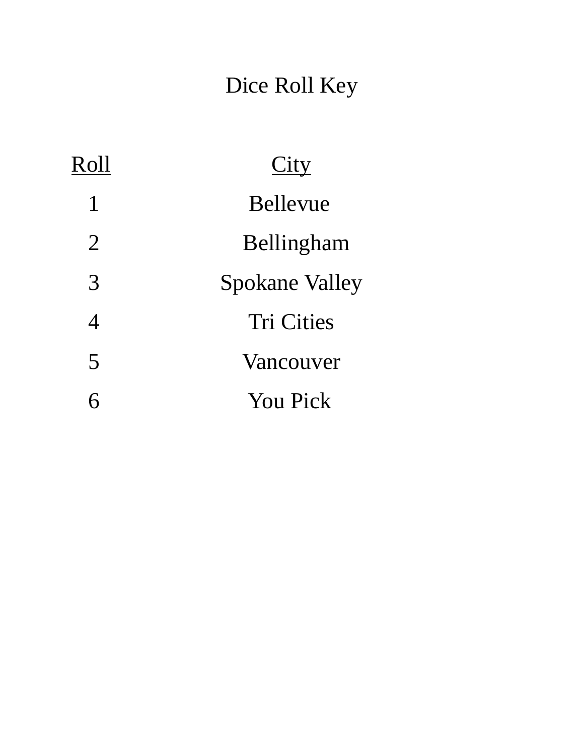# Dice Roll Key

| Roll | City |
| --- | --- |
| 1 | Bellevue |
| 2 | Bellingham |
| 3 | Spokane Valley |
| 4 | Tri Cities |
| 5 | Vancouver |
| 6 | You Pick |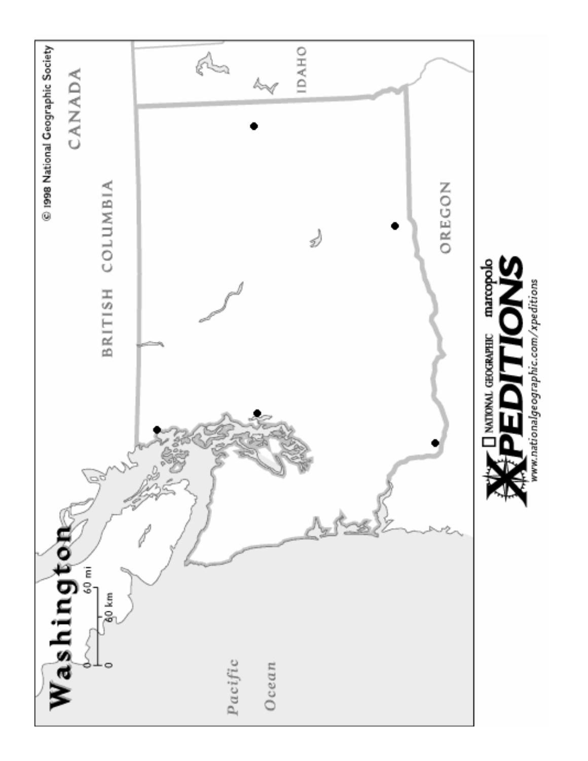# Washington

0 — 60 mi
0 — 60 km

© 1998 National Geographic Society

CANADA

BRITISH COLUMBIA

IDAHO

OREGON

Pacific Ocean

NATIONAL GEOGRAPHIC marcopolo XPEDITIONS

www.nationalgeographic.com/xpeditions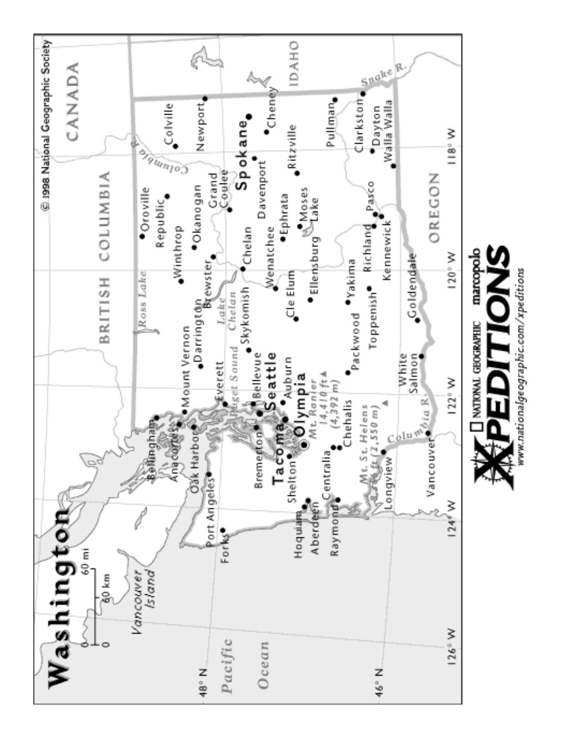# Washington

© 1998 National Geographic Society

CANADA

BRITISH COLUMBIA

IDAHO

OREGON

Pacific Ocean

Vancouver Island

0 60 mi
0 60 km

48° N
46° N
126° W
124° W
122° W
120° W
118° W

Ross Lake
Lake Chelan
Puget Sound
Columbia R.
Snake R.

Mt. Ranier 14,410 ft (4,392 m)
Mt. St. Helens 8,366 ft (2,550 m)

Bellingham
Anacortes
Oak Harbor
Port Angeles
Forks
Mount Vernon
Everett
Bremerton
Seattle
Bellevue
Auburn
Tacoma
Olympia
Shelton
Hoquiam
Aberdeen
Raymond
Centralia
Chehalis
Longview
Vancouver
White Salmon
Goldendale
Darrington
Skykomish
Packwood
Cle Elum
Ellensburg
Yakima
Toppenish
Richland
Kennewick
Pasco
Walla Walla
Dayton
Clarkston
Pullman
Cheney
Spokane
Newport
Colville
Republic
Oroville
Winthrop
Okanogan
Brewster
Chelan
Wenatchee
Grand Coulee
Davenport
Ephrata
Moses Lake
Ritzville

NATIONAL GEOGRAPHIC marcopolo XPEDITIONS
www.nationalgeographic.com/xpeditions